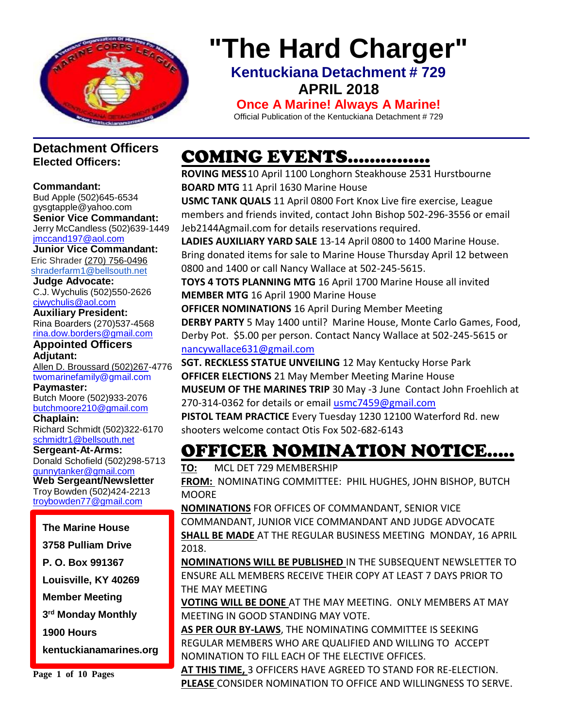# "The Hard Charger"

**Kentuckiana Detachment # 729**

**APRIL 2018**

**Once A Marine! Always A Marine!**

Official Publication of the Kentuckiana Detachment # 729

## Detachment Officers

### Elected Officers:

**Commandant:**
Bud Apple (502)645-6534
gysgtapple@yahoo.com

**Senior Vice Commandant:**
Jerry McCandless (502)639-1449
jmccand197@aol.com

**Junior Vice Commandant:**
Eric Shrader (270) 756-0496
shraderfarm1@bellsouth.net

**Judge Advocate:**
C.J. Wychulis (502)550-2626
cjwychulis@aol.com

**Auxiliary President:**
Rina Boarders (270)537-4568
rina.dow.borders@gmail.com

### Appointed Officers

**Adjutant:**
Allen D. Broussard (502)267-4776
twomarinefamily@gmail.com

**Paymaster:**
Butch Moore (502)933-2076
butchmoore210@gmail.com

**Chaplain:**
Richard Schmidt (502)322-6170
schmidtr1@bellsouth.net

**Sergeant-At-Arms:**
Donald Schofield (502)298-5713
gunnytanker@gmail.com

**Web Sergeant/Newsletter**
Troy Bowden (502)424-2213
troybowden77@gmail.com

**The Marine House**

**3758 Pulliam Drive**

**P. O. Box 991367**

**Louisville, KY 40269**

**Member Meeting**

**3rd Monday Monthly**

**1900 Hours**

**kentuckianamarines.org**

## COMING EVENTS...............

**ROVING MESS** 10 April 1100 Longhorn Steakhouse 2531 Hurstbourne

**BOARD MTG** 11 April 1630 Marine House

**USMC TANK QUALS** 11 April 0800 Fort Knox Live fire exercise, League members and friends invited, contact John Bishop 502-296-3556 or email Jeb2144Agmail.com for details reservations required.

**LADIES AUXILIARY YARD SALE** 13-14 April 0800 to 1400 Marine House. Bring donated items for sale to Marine House Thursday April 12 between 0800 and 1400 or call Nancy Wallace at 502-245-5615.

**TOYS 4 TOTS PLANNING MTG** 16 April 1700 Marine House all invited

**MEMBER MTG** 16 April 1900 Marine House

**OFFICER NOMINATIONS** 16 April During Member Meeting

**DERBY PARTY** 5 May 1400 until? Marine House, Monte Carlo Games, Food, Derby Pot. $5.00 per person. Contact Nancy Wallace at 502-245-5615 or nancywallace631@gmail.com

**SGT. RECKLESS STATUE UNVEILING** 12 May Kentucky Horse Park

**OFFICER ELECTIONS** 21 May Member Meeting Marine House

**MUSEUM OF THE MARINES TRIP** 30 May -3 June Contact John Froehlich at 270-314-0362 for details or email usmc7459@gmail.com

**PISTOL TEAM PRACTICE** Every Tuesday 1230 12100 Waterford Rd. new shooters welcome contact Otis Fox 502-682-6143

## OFFICER NOMINATION NOTICE.....

**TO:** MCL DET 729 MEMBERSHIP

**FROM:** NOMINATING COMMITTEE: PHIL HUGHES, JOHN BISHOP, BUTCH MOORE

**NOMINATIONS** FOR OFFICES OF COMMANDANT, SENIOR VICE COMMANDANT, JUNIOR VICE COMMANDANT AND JUDGE ADVOCATE **SHALL BE MADE** AT THE REGULAR BUSINESS MEETING MONDAY, 16 APRIL 2018.

**NOMINATIONS WILL BE PUBLISHED** IN THE SUBSEQUENT NEWSLETTER TO ENSURE ALL MEMBERS RECEIVE THEIR COPY AT LEAST 7 DAYS PRIOR TO THE MAY MEETING

**VOTING WILL BE DONE** AT THE MAY MEETING. ONLY MEMBERS AT MAY MEETING IN GOOD STANDING MAY VOTE.

**AS PER OUR BY-LAWS**, THE NOMINATING COMMITTEE IS SEEKING REGULAR MEMBERS WHO ARE QUALIFIED AND WILLING TO ACCEPT NOMINATION TO FILL EACH OF THE ELECTIVE OFFICES.

**AT THIS TIME,** 3 OFFICERS HAVE AGREED TO STAND FOR RE-ELECTION.

**PLEASE** CONSIDER NOMINATION TO OFFICE AND WILLINGNESS TO SERVE.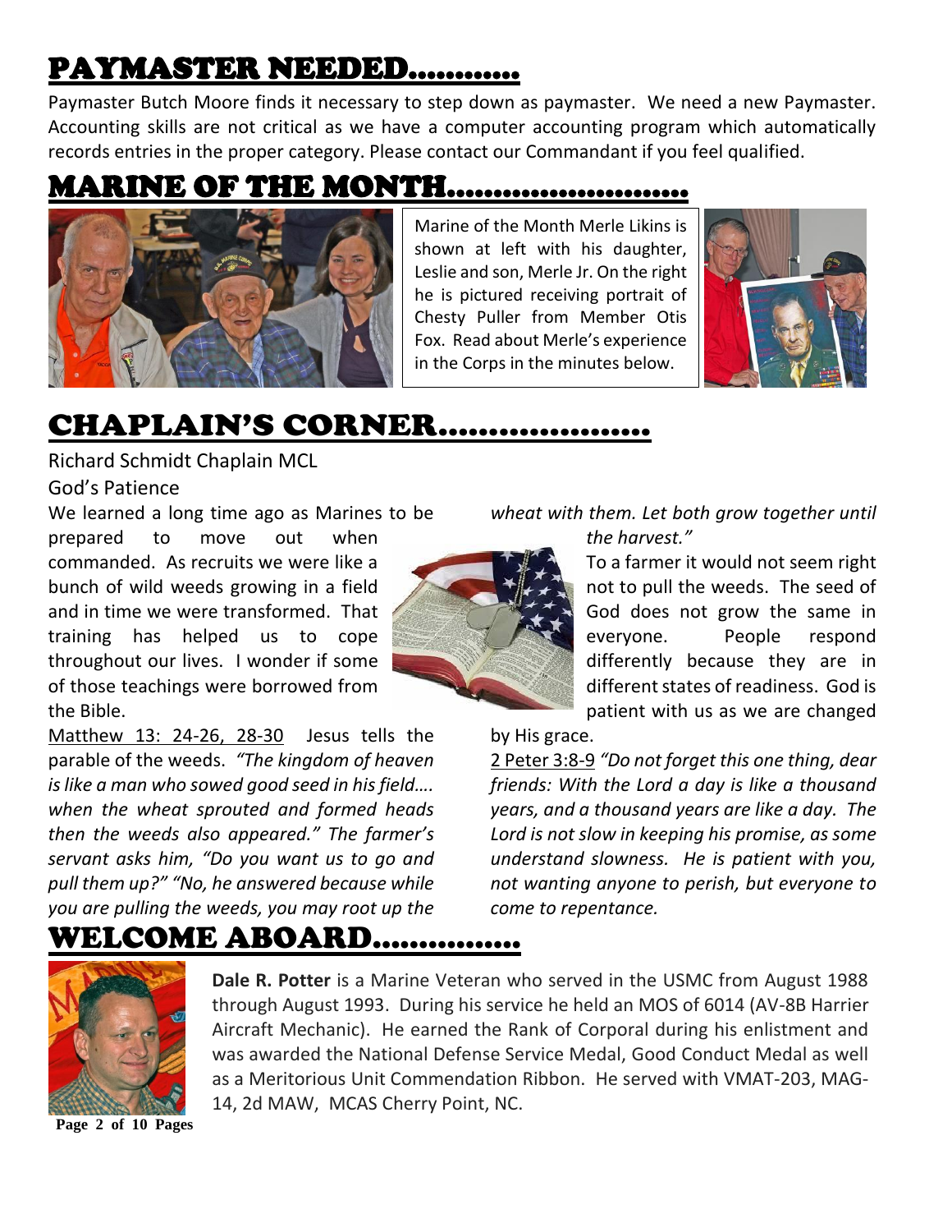## PAYMASTER NEEDED..........

Paymaster Butch Moore finds it necessary to step down as paymaster. We need a new Paymaster. Accounting skills are not critical as we have a computer accounting program which automatically records entries in the proper category. Please contact our Commandant if you feel qualified.

## MARINE OF THE MONTH.........................

Marine of the Month Merle Likins is shown at left with his daughter, Leslie and son, Merle Jr. On the right he is pictured receiving portrait of Chesty Puller from Member Otis Fox. Read about Merle's experience in the Corps in the minutes below.

## CHAPLAIN'S CORNER...................

Richard Schmidt Chaplain MCL

God's Patience

We learned a long time ago as Marines to be prepared to move out when commanded. As recruits we were like a bunch of wild weeds growing in a field and in time we were transformed. That training has helped us to cope throughout our lives. I wonder if some of those teachings were borrowed from the Bible.

Matthew 13: 24-26, 28-30 Jesus tells the parable of the weeds. *"The kingdom of heaven is like a man who sowed good seed in his field.... when the wheat sprouted and formed heads then the weeds also appeared." The farmer's servant asks him, "Do you want us to go and pull them up?" "No, he answered because while you are pulling the weeds, you may root up the wheat with them. Let both grow together until the harvest."*

To a farmer it would not seem right not to pull the weeds. The seed of God does not grow the same in everyone. People respond differently because they are in different states of readiness. God is patient with us as we are changed by His grace.

2 Peter 3:8-9 *"Do not forget this one thing, dear friends: With the Lord a day is like a thousand years, and a thousand years are like a day. The Lord is not slow in keeping his promise, as some understand slowness. He is patient with you, not wanting anyone to perish, but everyone to come to repentance.*

## WELCOME ABOARD..............

**Dale R. Potter** is a Marine Veteran who served in the USMC from August 1988 through August 1993. During his service he held an MOS of 6014 (AV-8B Harrier Aircraft Mechanic). He earned the Rank of Corporal during his enlistment and was awarded the National Defense Service Medal, Good Conduct Medal as well as a Meritorious Unit Commendation Ribbon. He served with VMAT-203, MAG-14, 2d MAW, MCAS Cherry Point, NC.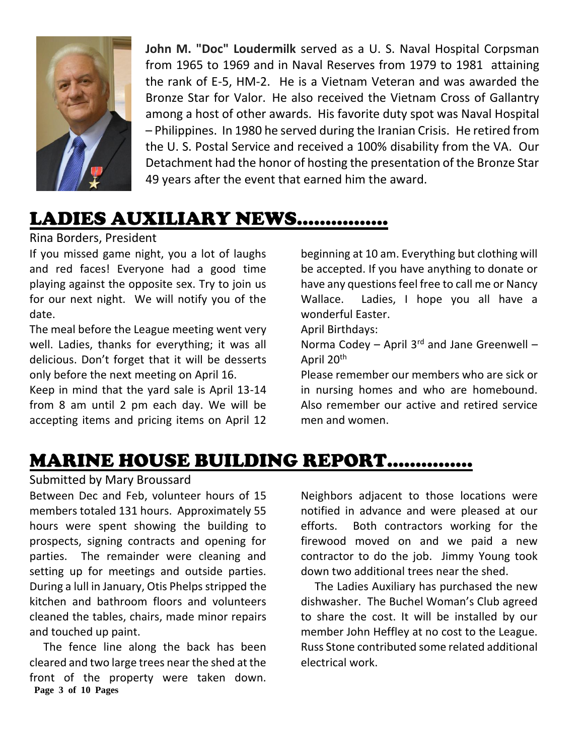**John M. "Doc" Loudermilk** served as a U. S. Naval Hospital Corpsman from 1965 to 1969 and in Naval Reserves from 1979 to 1981 attaining the rank of E-5, HM-2. He is a Vietnam Veteran and was awarded the Bronze Star for Valor. He also received the Vietnam Cross of Gallantry among a host of other awards. His favorite duty spot was Naval Hospital – Philippines. In 1980 he served during the Iranian Crisis. He retired from the U. S. Postal Service and received a 100% disability from the VA. Our Detachment had the honor of hosting the presentation of the Bronze Star 49 years after the event that earned him the award.

## LADIES AUXILIARY NEWS……………

Rina Borders, President

If you missed game night, you a lot of laughs and red faces! Everyone had a good time playing against the opposite sex. Try to join us for our next night. We will notify you of the date.

The meal before the League meeting went very well. Ladies, thanks for everything; it was all delicious. Don't forget that it will be desserts only before the next meeting on April 16.

Keep in mind that the yard sale is April 13-14 from 8 am until 2 pm each day. We will be accepting items and pricing items on April 12 beginning at 10 am. Everything but clothing will be accepted. If you have anything to donate or have any questions feel free to call me or Nancy Wallace. Ladies, I hope you all have a wonderful Easter.

April Birthdays:

Norma Codey – April 3rd and Jane Greenwell – April 20th

Please remember our members who are sick or in nursing homes and who are homebound. Also remember our active and retired service men and women.

## MARINE HOUSE BUILDING REPORT……………

Submitted by Mary Broussard

Between Dec and Feb, volunteer hours of 15 members totaled 131 hours. Approximately 55 hours were spent showing the building to prospects, signing contracts and opening for parties. The remainder were cleaning and setting up for meetings and outside parties. During a lull in January, Otis Phelps stripped the kitchen and bathroom floors and volunteers cleaned the tables, chairs, made minor repairs and touched up paint.

The fence line along the back has been cleared and two large trees near the shed at the front of the property were taken down. Neighbors adjacent to those locations were notified in advance and were pleased at our efforts. Both contractors working for the firewood moved on and we paid a new contractor to do the job. Jimmy Young took down two additional trees near the shed.

The Ladies Auxiliary has purchased the new dishwasher. The Buchel Woman's Club agreed to share the cost. It will be installed by our member John Heffley at no cost to the League. Russ Stone contributed some related additional electrical work.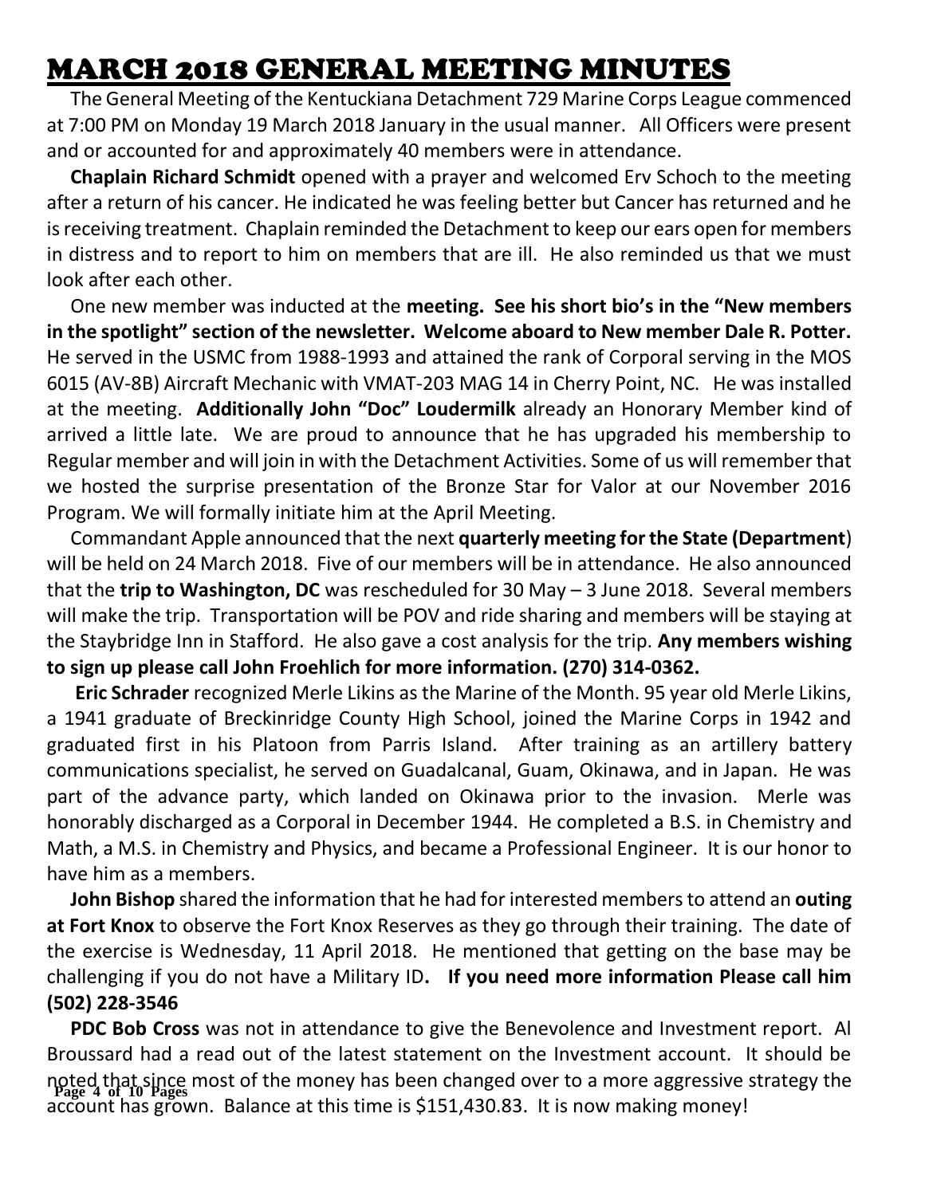# MARCH 2018 GENERAL MEETING MINUTES

The General Meeting of the Kentuckiana Detachment 729 Marine Corps League commenced at 7:00 PM on Monday 19 March 2018 January in the usual manner. All Officers were present and or accounted for and approximately 40 members were in attendance.

**Chaplain Richard Schmidt** opened with a prayer and welcomed Erv Schoch to the meeting after a return of his cancer. He indicated he was feeling better but Cancer has returned and he is receiving treatment. Chaplain reminded the Detachment to keep our ears open for members in distress and to report to him on members that are ill. He also reminded us that we must look after each other.

One new member was inducted at the **meeting. See his short bio's in the "New members in the spotlight" section of the newsletter. Welcome aboard to New member Dale R. Potter.** He served in the USMC from 1988-1993 and attained the rank of Corporal serving in the MOS 6015 (AV-8B) Aircraft Mechanic with VMAT-203 MAG 14 in Cherry Point, NC. He was installed at the meeting. **Additionally John "Doc" Loudermilk** already an Honorary Member kind of arrived a little late. We are proud to announce that he has upgraded his membership to Regular member and will join in with the Detachment Activities. Some of us will remember that we hosted the surprise presentation of the Bronze Star for Valor at our November 2016 Program. We will formally initiate him at the April Meeting.

Commandant Apple announced that the next **quarterly meeting for the State (Department**) will be held on 24 March 2018. Five of our members will be in attendance. He also announced that the **trip to Washington, DC** was rescheduled for 30 May – 3 June 2018. Several members will make the trip. Transportation will be POV and ride sharing and members will be staying at the Staybridge Inn in Stafford. He also gave a cost analysis for the trip. **Any members wishing to sign up please call John Froehlich for more information. (270) 314-0362.**

**Eric Schrader** recognized Merle Likins as the Marine of the Month. 95 year old Merle Likins, a 1941 graduate of Breckinridge County High School, joined the Marine Corps in 1942 and graduated first in his Platoon from Parris Island. After training as an artillery battery communications specialist, he served on Guadalcanal, Guam, Okinawa, and in Japan. He was part of the advance party, which landed on Okinawa prior to the invasion. Merle was honorably discharged as a Corporal in December 1944. He completed a B.S. in Chemistry and Math, a M.S. in Chemistry and Physics, and became a Professional Engineer. It is our honor to have him as a members.

**John Bishop** shared the information that he had for interested members to attend an **outing at Fort Knox** to observe the Fort Knox Reserves as they go through their training. The date of the exercise is Wednesday, 11 April 2018. He mentioned that getting on the base may be challenging if you do not have a Military ID**. If you need more information Please call him (502) 228-3546**

**PDC Bob Cross** was not in attendance to give the Benevolence and Investment report. Al Broussard had a read out of the latest statement on the Investment account. It should be noted that since most of the money has been changed over to a more aggressive strategy the account has grown. Balance at this time is $151,430.83. It is now making money!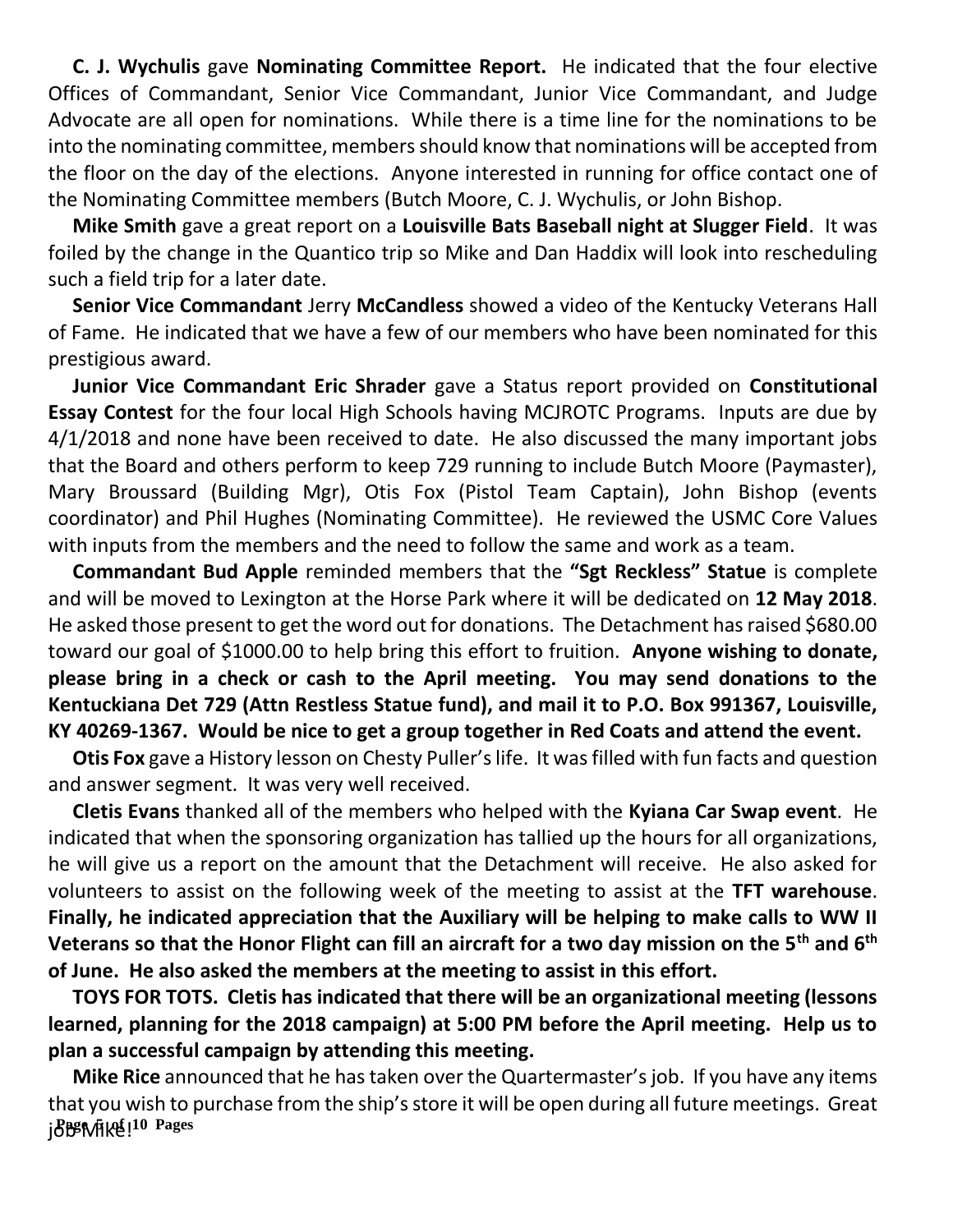**C. J. Wychulis** gave **Nominating Committee Report.** He indicated that the four elective Offices of Commandant, Senior Vice Commandant, Junior Vice Commandant, and Judge Advocate are all open for nominations. While there is a time line for the nominations to be into the nominating committee, members should know that nominations will be accepted from the floor on the day of the elections. Anyone interested in running for office contact one of the Nominating Committee members (Butch Moore, C. J. Wychulis, or John Bishop.

**Mike Smith** gave a great report on a **Louisville Bats Baseball night at Slugger Field**. It was foiled by the change in the Quantico trip so Mike and Dan Haddix will look into rescheduling such a field trip for a later date.

**Senior Vice Commandant** Jerry **McCandless** showed a video of the Kentucky Veterans Hall of Fame. He indicated that we have a few of our members who have been nominated for this prestigious award.

**Junior Vice Commandant Eric Shrader** gave a Status report provided on **Constitutional Essay Contest** for the four local High Schools having MCJROTC Programs. Inputs are due by 4/1/2018 and none have been received to date. He also discussed the many important jobs that the Board and others perform to keep 729 running to include Butch Moore (Paymaster), Mary Broussard (Building Mgr), Otis Fox (Pistol Team Captain), John Bishop (events coordinator) and Phil Hughes (Nominating Committee). He reviewed the USMC Core Values with inputs from the members and the need to follow the same and work as a team.

**Commandant Bud Apple** reminded members that the **"Sgt Reckless" Statue** is complete and will be moved to Lexington at the Horse Park where it will be dedicated on **12 May 2018**. He asked those present to get the word out for donations. The Detachment has raised $680.00 toward our goal of $1000.00 to help bring this effort to fruition. **Anyone wishing to donate, please bring in a check or cash to the April meeting. You may send donations to the Kentuckiana Det 729 (Attn Restless Statue fund), and mail it to P.O. Box 991367, Louisville, KY 40269-1367. Would be nice to get a group together in Red Coats and attend the event.**

**Otis Fox** gave a History lesson on Chesty Puller's life. It was filled with fun facts and question and answer segment. It was very well received.

**Cletis Evans** thanked all of the members who helped with the **Kyiana Car Swap event**. He indicated that when the sponsoring organization has tallied up the hours for all organizations, he will give us a report on the amount that the Detachment will receive. He also asked for volunteers to assist on the following week of the meeting to assist at the **TFT warehouse**. **Finally, he indicated appreciation that the Auxiliary will be helping to make calls to WW II Veterans so that the Honor Flight can fill an aircraft for a two day mission on the 5th and 6th of June. He also asked the members at the meeting to assist in this effort.**

**TOYS FOR TOTS. Cletis has indicated that there will be an organizational meeting (lessons learned, planning for the 2018 campaign) at 5:00 PM before the April meeting. Help us to plan a successful campaign by attending this meeting.**

**Mike Rice** announced that he has taken over the Quartermaster's job. If you have any items that you wish to purchase from the ship's store it will be open during all future meetings. Great job Mike!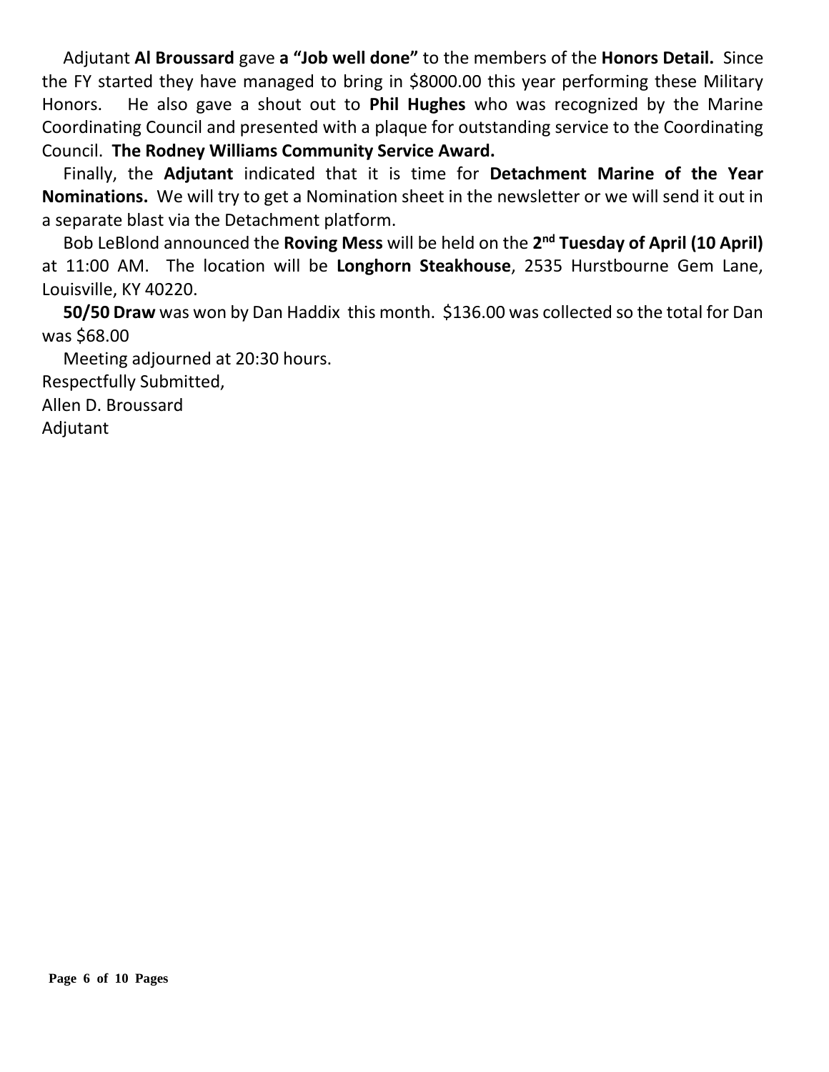Adjutant **Al Broussard** gave **a "Job well done"** to the members of the **Honors Detail.** Since the FY started they have managed to bring in $8000.00 this year performing these Military Honors. He also gave a shout out to **Phil Hughes** who was recognized by the Marine Coordinating Council and presented with a plaque for outstanding service to the Coordinating Council. **The Rodney Williams Community Service Award.**

Finally, the **Adjutant** indicated that it is time for **Detachment Marine of the Year Nominations.** We will try to get a Nomination sheet in the newsletter or we will send it out in a separate blast via the Detachment platform.

Bob LeBlond announced the **Roving Mess** will be held on the **2nd Tuesday of April (10 April)** at 11:00 AM. The location will be **Longhorn Steakhouse**, 2535 Hurstbourne Gem Lane, Louisville, KY 40220.

**50/50 Draw** was won by Dan Haddix this month. $136.00 was collected so the total for Dan was $68.00

Meeting adjourned at 20:30 hours.

Respectfully Submitted,
Allen D. Broussard
Adjutant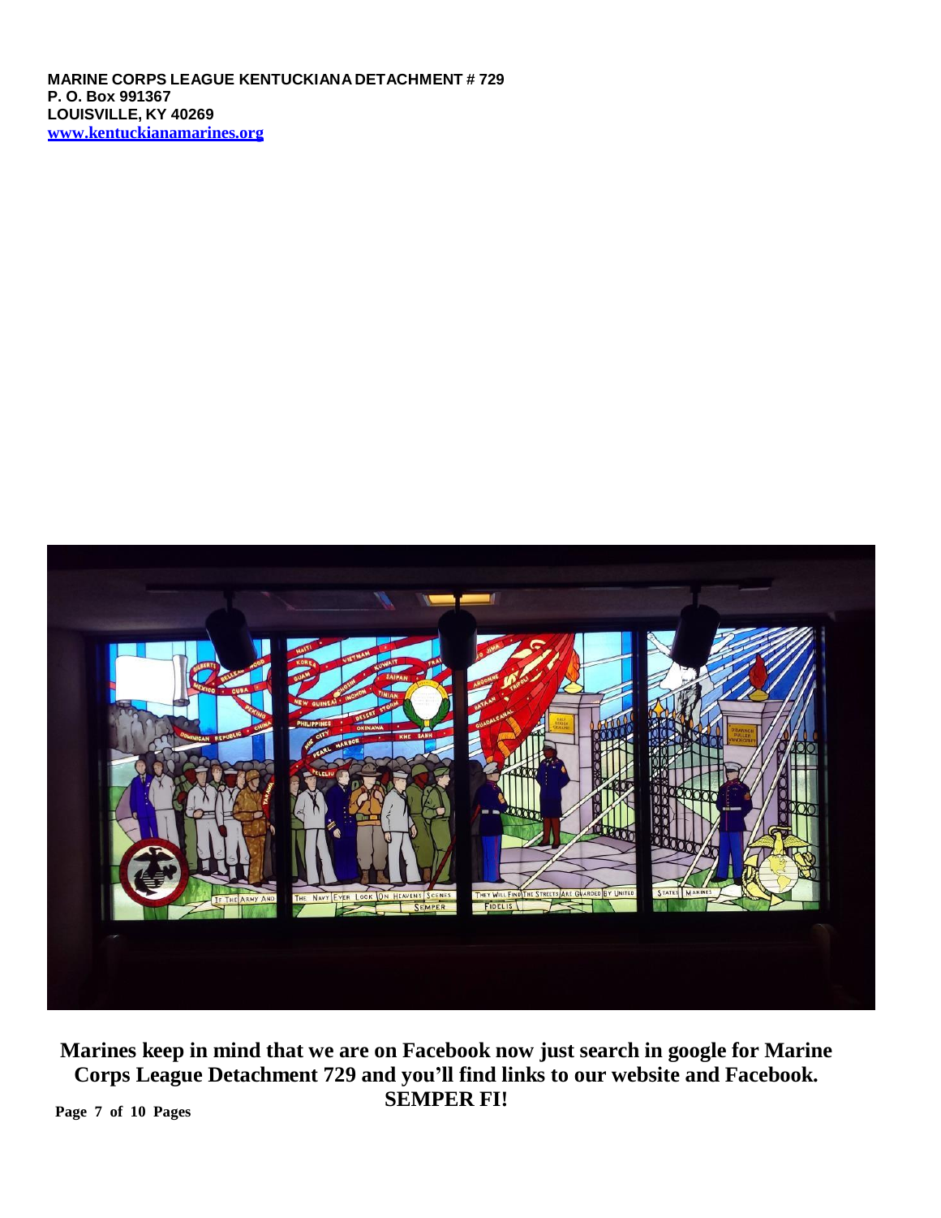**MARINE CORPS LEAGUE KENTUCKIANA DETACHMENT # 729**
**P. O. Box 991367**
**LOUISVILLE, KY 40269**
**[www.kentuckianamarines.org](http://www.kentuckianamarines.org)**

**Marines keep in mind that we are on Facebook now just search in google for Marine Corps League Detachment 729 and you'll find links to our website and Facebook. SEMPER FI!**